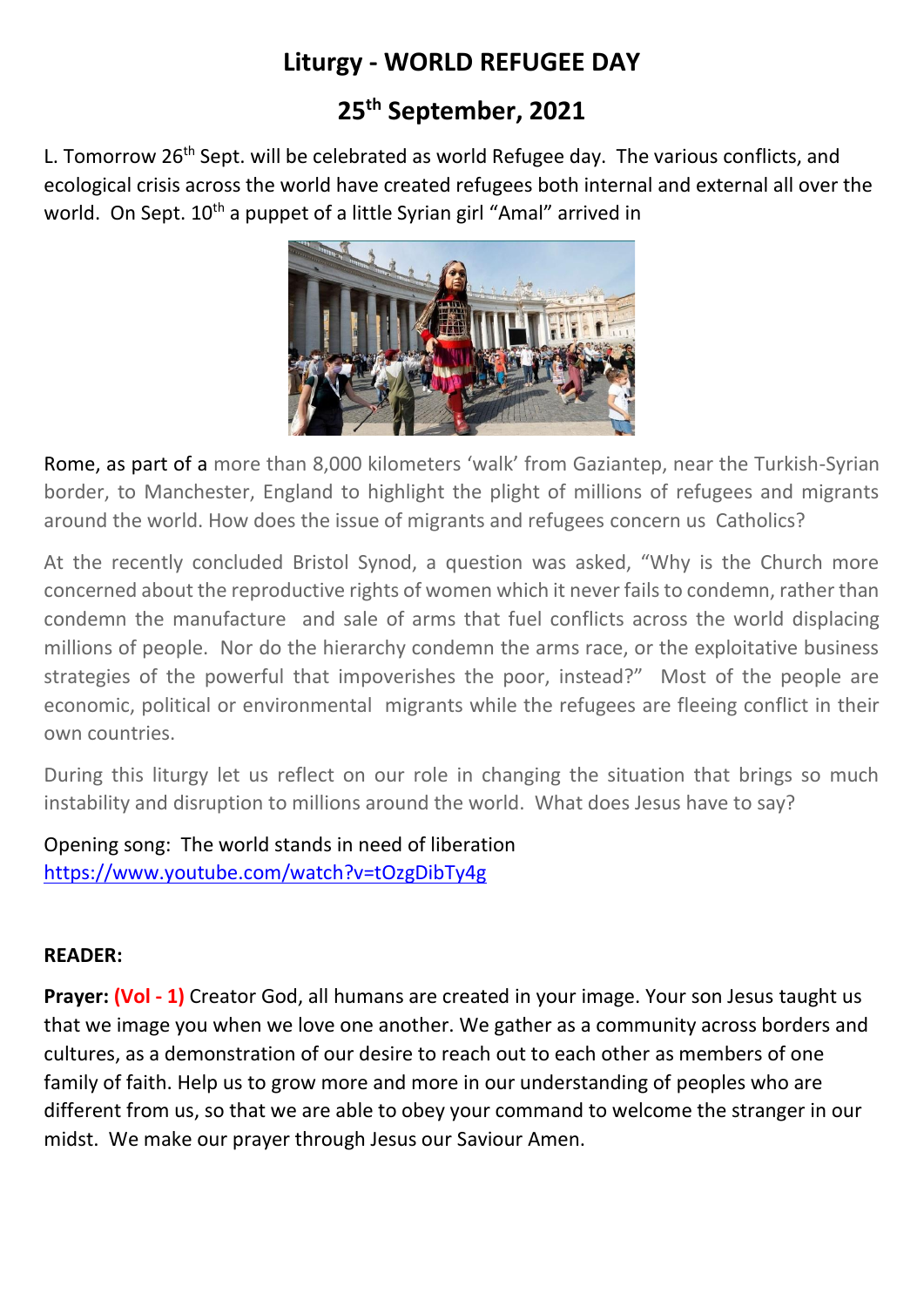# Liturgy - WORLD REFUGEE DAY

## 25th September, 2021

L. Tomorrow 26th Sept. will be celebrated as world Refugee day. The various conflicts, and ecological crisis across the world have created refugees both internal and external all over the world. On Sept. 10th a puppet of a little Syrian girl "Amal" arrived in

Rome, as part of a more than 8,000 kilometers 'walk' from Gaziantep, near the Turkish-Syrian border, to Manchester, England to highlight the plight of millions of refugees and migrants around the world. How does the issue of migrants and refugees concern us Catholics?

At the recently concluded Bristol Synod, a question was asked, "Why is the Church more concerned about the reproductive rights of women which it never fails to condemn, rather than condemn the manufacture and sale of arms that fuel conflicts across the world displacing millions of people. Nor do the hierarchy condemn the arms race, or the exploitative business strategies of the powerful that impoverishes the poor, instead?" Most of the people are economic, political or environmental migrants while the refugees are fleeing conflict in their own countries.

During this liturgy let us reflect on our role in changing the situation that brings so much instability and disruption to millions around the world. What does Jesus have to say?

Opening song: The world stands in need of liberation
https://www.youtube.com/watch?v=tOzgDibTy4g

**READER:**

**Prayer:** **(Vol - 1)** Creator God, all humans are created in your image. Your son Jesus taught us that we image you when we love one another. We gather as a community across borders and cultures, as a demonstration of our desire to reach out to each other as members of one family of faith. Help us to grow more and more in our understanding of peoples who are different from us, so that we are able to obey your command to welcome the stranger in our midst. We make our prayer through Jesus our Saviour Amen.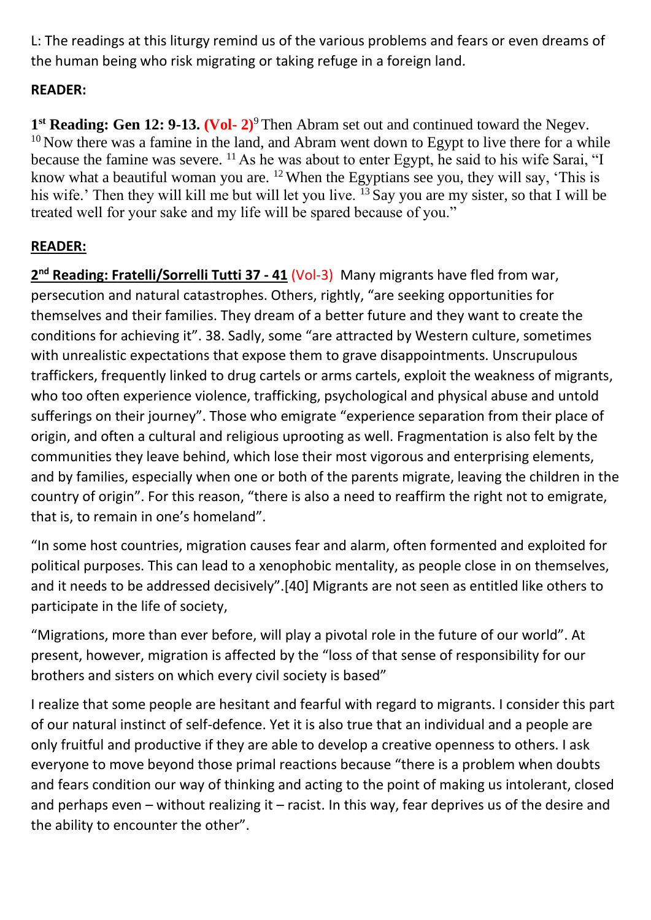L: The readings at this liturgy remind us of the various problems and fears or even dreams of the human being who risk migrating or taking refuge in a foreign land.

**READER:**

**1st Reading: Gen 12: 9-13. (Vol- 2)** [9] Then Abram set out and continued toward the Negev. [10] Now there was a famine in the land, and Abram went down to Egypt to live there for a while because the famine was severe. [11] As he was about to enter Egypt, he said to his wife Sarai, "I know what a beautiful woman you are. [12] When the Egyptians see you, they will say, 'This is his wife.' Then they will kill me but will let you live. [13] Say you are my sister, so that I will be treated well for your sake and my life will be spared because of you."

**READER:**

**2nd Reading: Fratelli/Sorrelli Tutti 37 - 41** (Vol-3) Many migrants have fled from war, persecution and natural catastrophes. Others, rightly, "are seeking opportunities for themselves and their families. They dream of a better future and they want to create the conditions for achieving it". 38. Sadly, some "are attracted by Western culture, sometimes with unrealistic expectations that expose them to grave disappointments. Unscrupulous traffickers, frequently linked to drug cartels or arms cartels, exploit the weakness of migrants, who too often experience violence, trafficking, psychological and physical abuse and untold sufferings on their journey". Those who emigrate "experience separation from their place of origin, and often a cultural and religious uprooting as well. Fragmentation is also felt by the communities they leave behind, which lose their most vigorous and enterprising elements, and by families, especially when one or both of the parents migrate, leaving the children in the country of origin". For this reason, "there is also a need to reaffirm the right not to emigrate, that is, to remain in one's homeland".

"In some host countries, migration causes fear and alarm, often formented and exploited for political purposes. This can lead to a xenophobic mentality, as people close in on themselves, and it needs to be addressed decisively".[40] Migrants are not seen as entitled like others to participate in the life of society,

"Migrations, more than ever before, will play a pivotal role in the future of our world". At present, however, migration is affected by the "loss of that sense of responsibility for our brothers and sisters on which every civil society is based"

I realize that some people are hesitant and fearful with regard to migrants. I consider this part of our natural instinct of self-defence. Yet it is also true that an individual and a people are only fruitful and productive if they are able to develop a creative openness to others. I ask everyone to move beyond those primal reactions because "there is a problem when doubts and fears condition our way of thinking and acting to the point of making us intolerant, closed and perhaps even – without realizing it – racist. In this way, fear deprives us of the desire and the ability to encounter the other".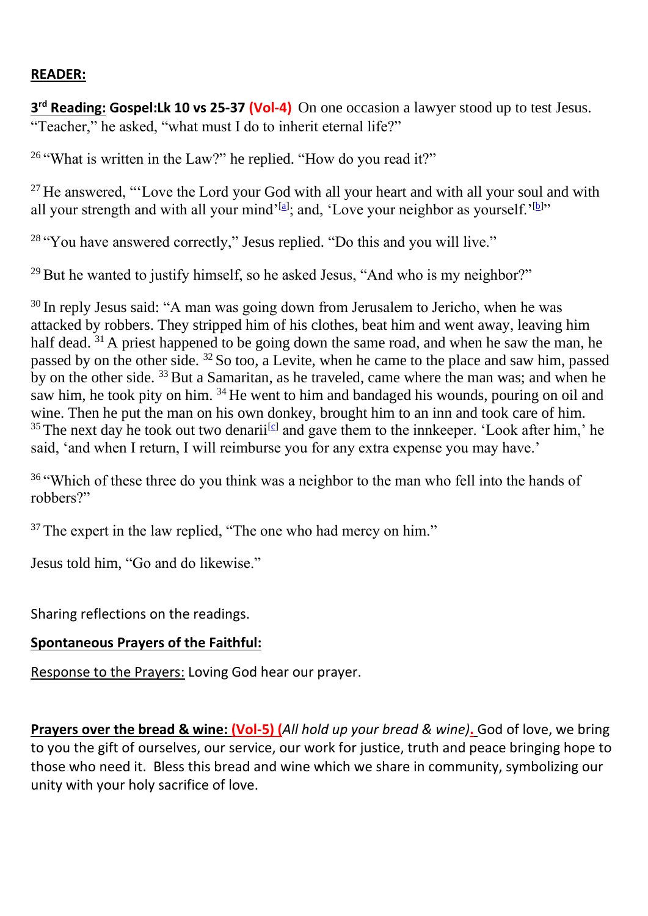**READER:**

**3rd Reading: Gospel:Lk 10 vs 25-37** **(Vol-4)** On one occasion a lawyer stood up to test Jesus. "Teacher," he asked, "what must I do to inherit eternal life?"

[26] "What is written in the Law?" he replied. "How do you read it?"

[27] He answered, "'Love the Lord your God with all your heart and with all your soul and with all your strength and with all your mind'[a]; and, 'Love your neighbor as yourself.'[b]"

[28] "You have answered correctly," Jesus replied. "Do this and you will live."

[29] But he wanted to justify himself, so he asked Jesus, "And who is my neighbor?"

[30] In reply Jesus said: "A man was going down from Jerusalem to Jericho, when he was attacked by robbers. They stripped him of his clothes, beat him and went away, leaving him half dead. [31] A priest happened to be going down the same road, and when he saw the man, he passed by on the other side. [32] So too, a Levite, when he came to the place and saw him, passed by on the other side. [33] But a Samaritan, as he traveled, came where the man was; and when he saw him, he took pity on him. [34] He went to him and bandaged his wounds, pouring on oil and wine. Then he put the man on his own donkey, brought him to an inn and took care of him. [35] The next day he took out two denarii[c] and gave them to the innkeeper. 'Look after him,' he said, 'and when I return, I will reimburse you for any extra expense you may have.'

[36] "Which of these three do you think was a neighbor to the man who fell into the hands of robbers?"

[37] The expert in the law replied, "The one who had mercy on him."

Jesus told him, "Go and do likewise."

Sharing reflections on the readings.

**Spontaneous Prayers of the Faithful:**

Response to the Prayers: Loving God hear our prayer.

**Prayers over the bread & wine:** **(Vol-5)** (*All hold up your bread & wine*). God of love, we bring to you the gift of ourselves, our service, our work for justice, truth and peace bringing hope to those who need it. Bless this bread and wine which we share in community, symbolizing our unity with your holy sacrifice of love.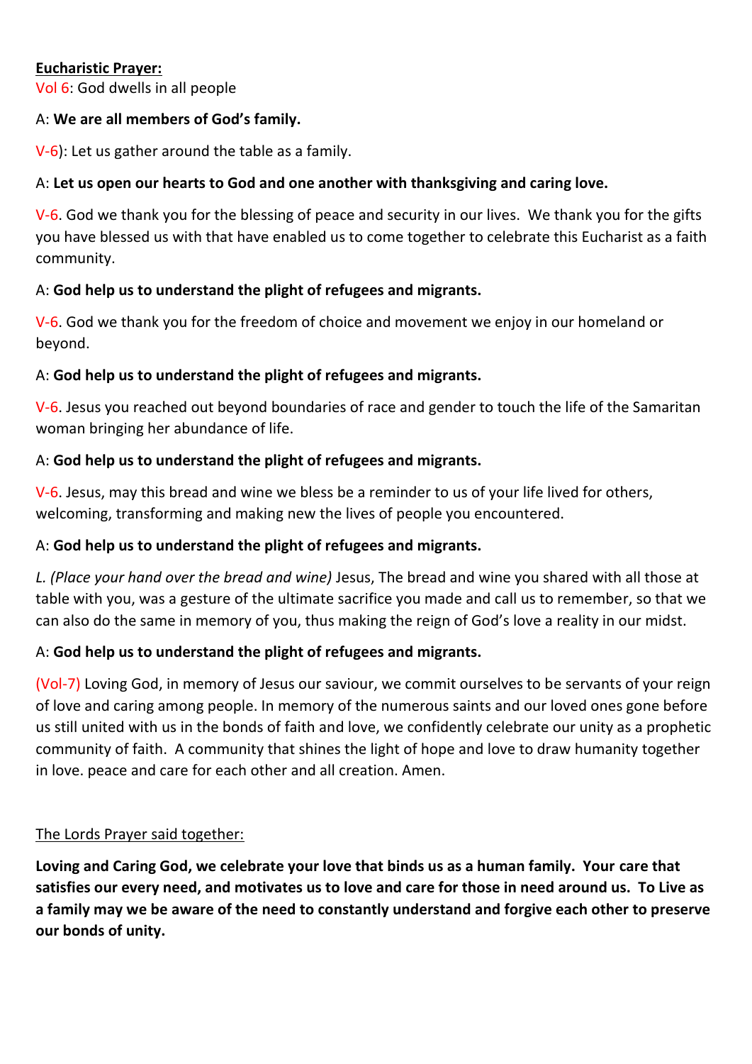**<u>Eucharistic Prayer:</u>**
Vol 6: God dwells in all people

A: **We are all members of God's family.**

V-6): Let us gather around the table as a family.

A: **Let us open our hearts to God and one another with thanksgiving and caring love.**

V-6. God we thank you for the blessing of peace and security in our lives. We thank you for the gifts you have blessed us with that have enabled us to come together to celebrate this Eucharist as a faith community.

A: **God help us to understand the plight of refugees and migrants.**

V-6. God we thank you for the freedom of choice and movement we enjoy in our homeland or beyond.

A: **God help us to understand the plight of refugees and migrants.**

V-6. Jesus you reached out beyond boundaries of race and gender to touch the life of the Samaritan woman bringing her abundance of life.

A: **God help us to understand the plight of refugees and migrants.**

V-6. Jesus, may this bread and wine we bless be a reminder to us of your life lived for others, welcoming, transforming and making new the lives of people you encountered.

A: **God help us to understand the plight of refugees and migrants.**

*L. (Place your hand over the bread and wine)* Jesus, The bread and wine you shared with all those at table with you, was a gesture of the ultimate sacrifice you made and call us to remember, so that we can also do the same in memory of you, thus making the reign of God's love a reality in our midst.

A: **God help us to understand the plight of refugees and migrants.**

(Vol-7) Loving God, in memory of Jesus our saviour, we commit ourselves to be servants of your reign of love and caring among people. In memory of the numerous saints and our loved ones gone before us still united with us in the bonds of faith and love, we confidently celebrate our unity as a prophetic community of faith. A community that shines the light of hope and love to draw humanity together in love. peace and care for each other and all creation. Amen.

<u>The Lords Prayer said together:</u>

**Loving and Caring God, we celebrate your love that binds us as a human family. Your care that satisfies our every need, and motivates us to love and care for those in need around us. To Live as a family may we be aware of the need to constantly understand and forgive each other to preserve our bonds of unity.**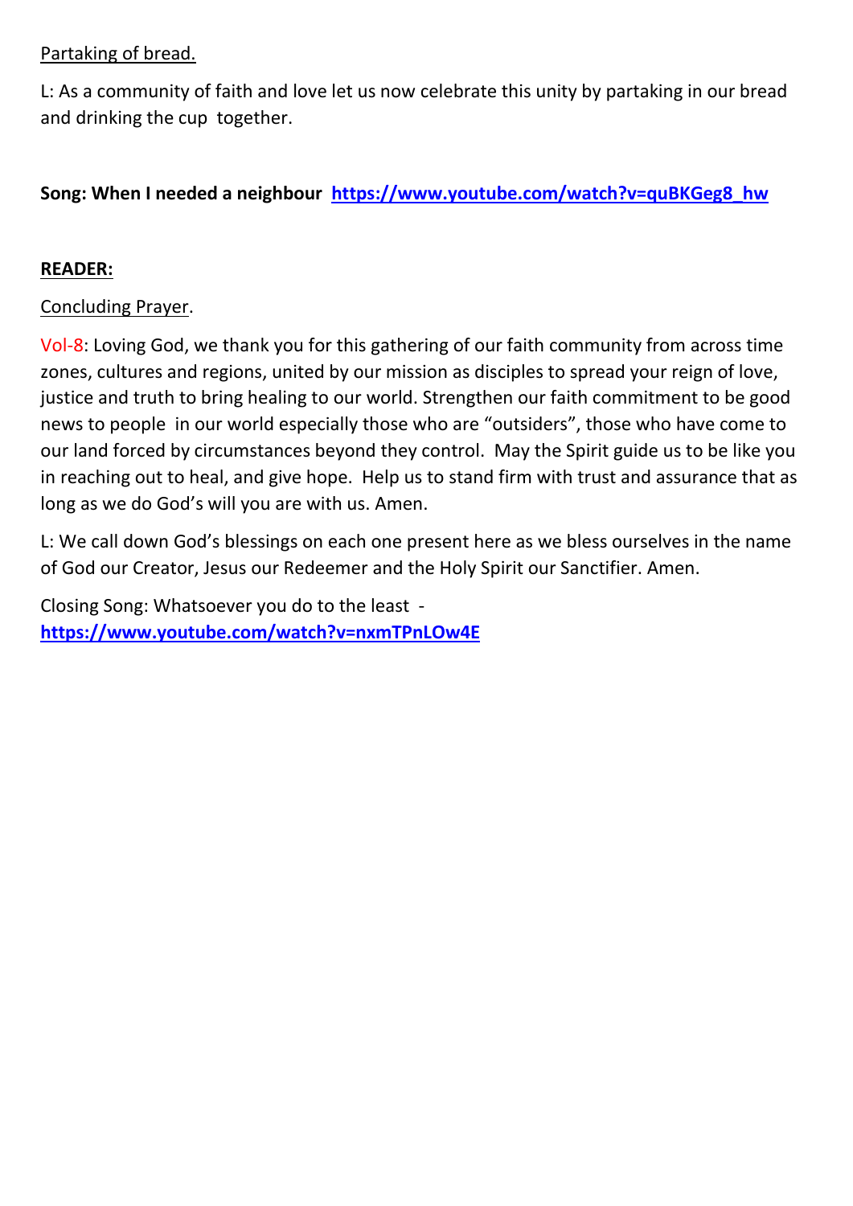Partaking of bread.

L: As a community of faith and love let us now celebrate this unity by partaking in our bread and drinking the cup together.

**Song: When I needed a neighbour [https://www.youtube.com/watch?v=quBKGeg8_hw](https://www.youtube.com/watch?v=quBKGeg8_hw)**

**READER:**

Concluding Prayer.

Vol-8: Loving God, we thank you for this gathering of our faith community from across time zones, cultures and regions, united by our mission as disciples to spread your reign of love, justice and truth to bring healing to our world. Strengthen our faith commitment to be good news to people in our world especially those who are "outsiders", those who have come to our land forced by circumstances beyond they control. May the Spirit guide us to be like you in reaching out to heal, and give hope. Help us to stand firm with trust and assurance that as long as we do God's will you are with us. Amen.

L: We call down God's blessings on each one present here as we bless ourselves in the name of God our Creator, Jesus our Redeemer and the Holy Spirit our Sanctifier. Amen.

Closing Song: Whatsoever you do to the least - **[https://www.youtube.com/watch?v=nxmTPnLOw4E](https://www.youtube.com/watch?v=nxmTPnLOw4E)**